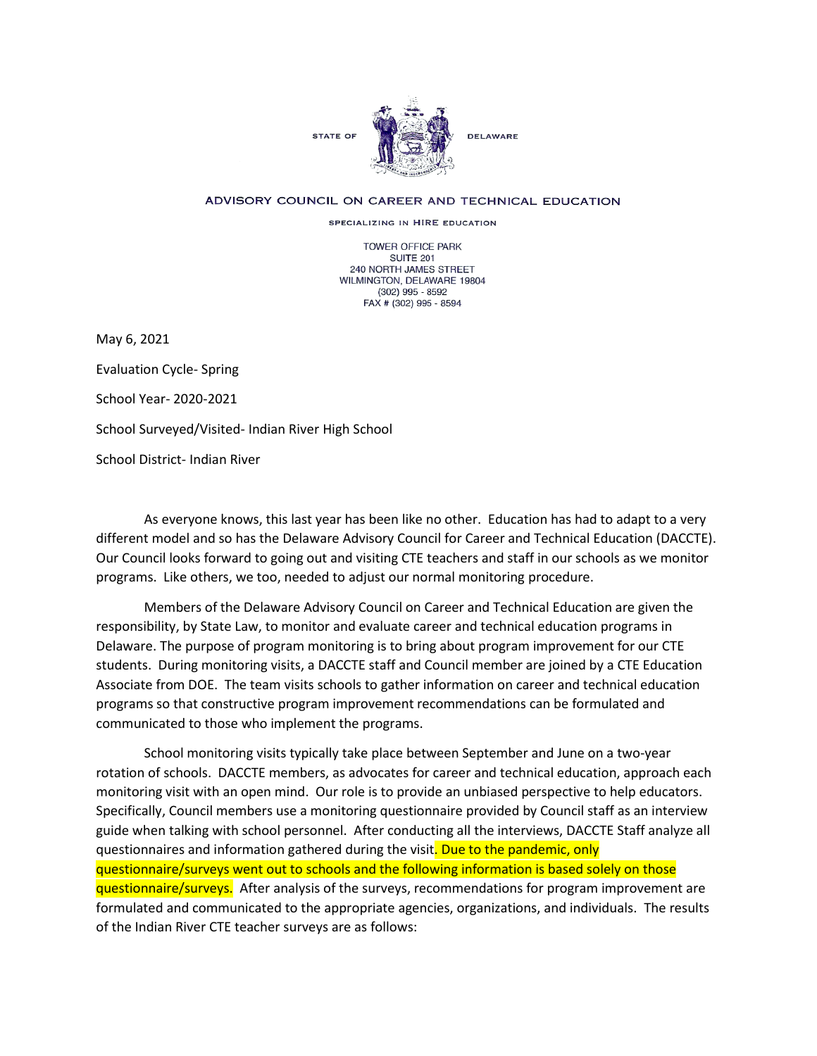STATE OF DELAWARE

ADVISORY COUNCIL ON CAREER AND TECHNICAL EDUCATION

SPECIALIZING IN HIRE EDUCATION

TOWER OFFICE PARK
SUITE 201
240 NORTH JAMES STREET
WILMINGTON, DELAWARE 19804
(302) 995 - 8592
FAX # (302) 995 - 8594

May 6, 2021

Evaluation Cycle- Spring

School Year- 2020-2021

School Surveyed/Visited- Indian River High School

School District- Indian River

As everyone knows, this last year has been like no other. Education has had to adapt to a very different model and so has the Delaware Advisory Council for Career and Technical Education (DACCTE). Our Council looks forward to going out and visiting CTE teachers and staff in our schools as we monitor programs. Like others, we too, needed to adjust our normal monitoring procedure.

Members of the Delaware Advisory Council on Career and Technical Education are given the responsibility, by State Law, to monitor and evaluate career and technical education programs in Delaware. The purpose of program monitoring is to bring about program improvement for our CTE students. During monitoring visits, a DACCTE staff and Council member are joined by a CTE Education Associate from DOE. The team visits schools to gather information on career and technical education programs so that constructive program improvement recommendations can be formulated and communicated to those who implement the programs.

School monitoring visits typically take place between September and June on a two-year rotation of schools. DACCTE members, as advocates for career and technical education, approach each monitoring visit with an open mind. Our role is to provide an unbiased perspective to help educators. Specifically, Council members use a monitoring questionnaire provided by Council staff as an interview guide when talking with school personnel. After conducting all the interviews, DACCTE Staff analyze all questionnaires and information gathered during the visit. Due to the pandemic, only questionnaire/surveys went out to schools and the following information is based solely on those questionnaire/surveys. After analysis of the surveys, recommendations for program improvement are formulated and communicated to the appropriate agencies, organizations, and individuals. The results of the Indian River CTE teacher surveys are as follows: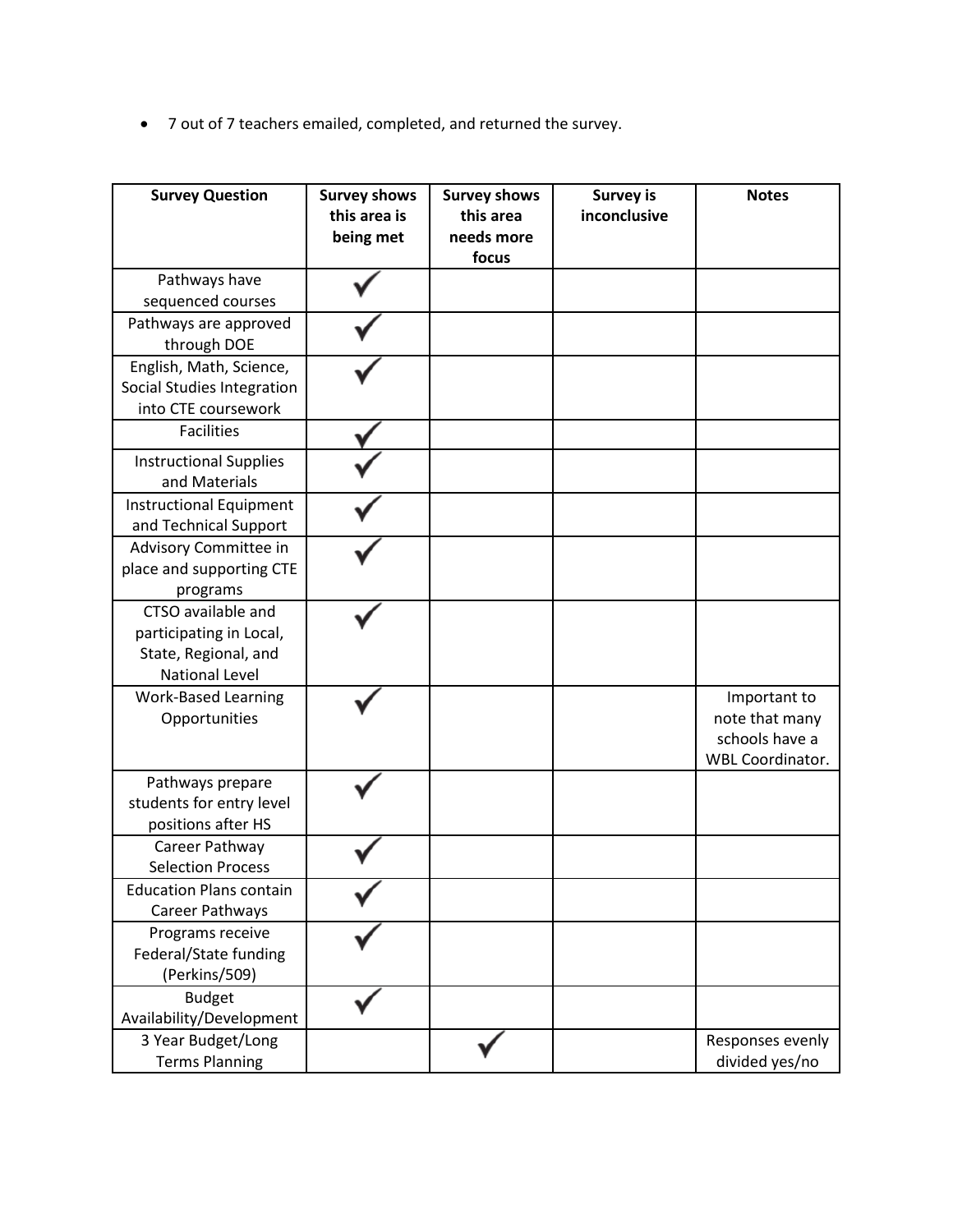- 7 out of 7 teachers emailed, completed, and returned the survey.

| Survey Question | Survey shows this area is being met | Survey shows this area needs more focus | Survey is inconclusive | Notes |
|---|---|---|---|---|
| Pathways have sequenced courses | ✓ | | | |
| Pathways are approved through DOE | ✓ | | | |
| English, Math, Science, Social Studies Integration into CTE coursework | ✓ | | | |
| Facilities | ✓ | | | |
| Instructional Supplies and Materials | ✓ | | | |
| Instructional Equipment and Technical Support | ✓ | | | |
| Advisory Committee in place and supporting CTE programs | ✓ | | | |
| CTSO available and participating in Local, State, Regional, and National Level | ✓ | | | |
| Work-Based Learning Opportunities | ✓ | | | Important to note that many schools have a WBL Coordinator. |
| Pathways prepare students for entry level positions after HS | ✓ | | | |
| Career Pathway Selection Process | ✓ | | | |
| Education Plans contain Career Pathways | ✓ | | | |
| Programs receive Federal/State funding (Perkins/509) | ✓ | | | |
| Budget Availability/Development | ✓ | | | |
| 3 Year Budget/Long Terms Planning | | ✓ | | Responses evenly divided yes/no |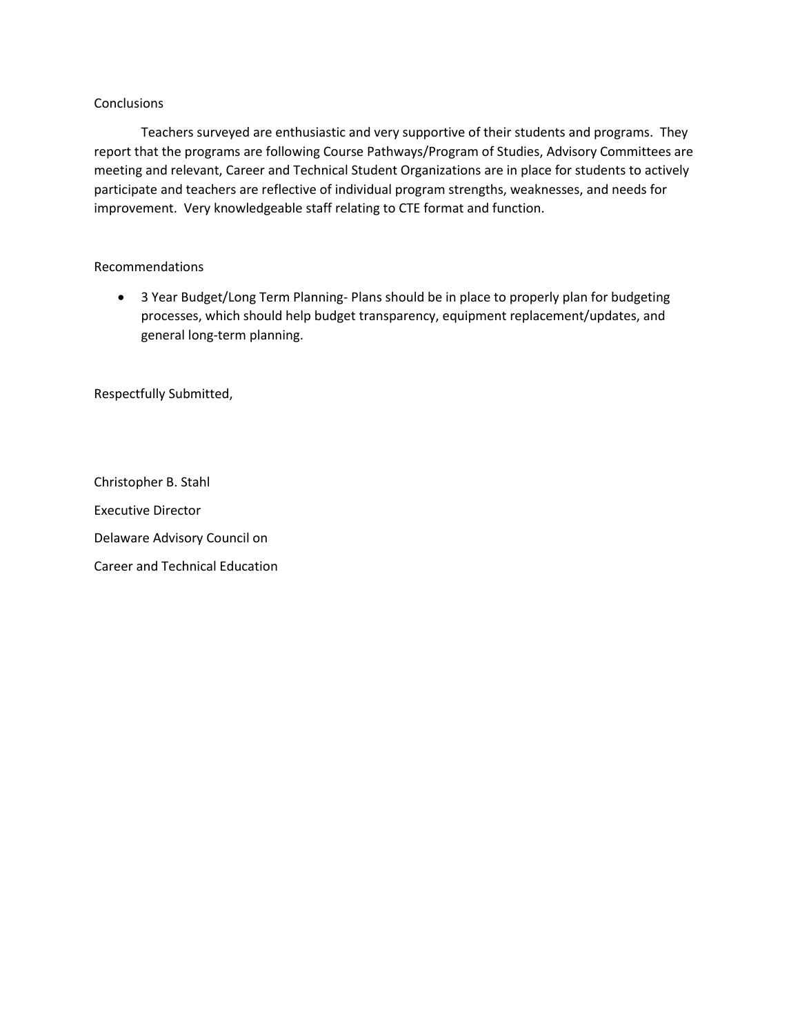## Conclusions

Teachers surveyed are enthusiastic and very supportive of their students and programs. They report that the programs are following Course Pathways/Program of Studies, Advisory Committees are meeting and relevant, Career and Technical Student Organizations are in place for students to actively participate and teachers are reflective of individual program strengths, weaknesses, and needs for improvement. Very knowledgeable staff relating to CTE format and function.

## Recommendations

- 3 Year Budget/Long Term Planning- Plans should be in place to properly plan for budgeting processes, which should help budget transparency, equipment replacement/updates, and general long-term planning.

Respectfully Submitted,

Christopher B. Stahl

Executive Director

Delaware Advisory Council on

Career and Technical Education